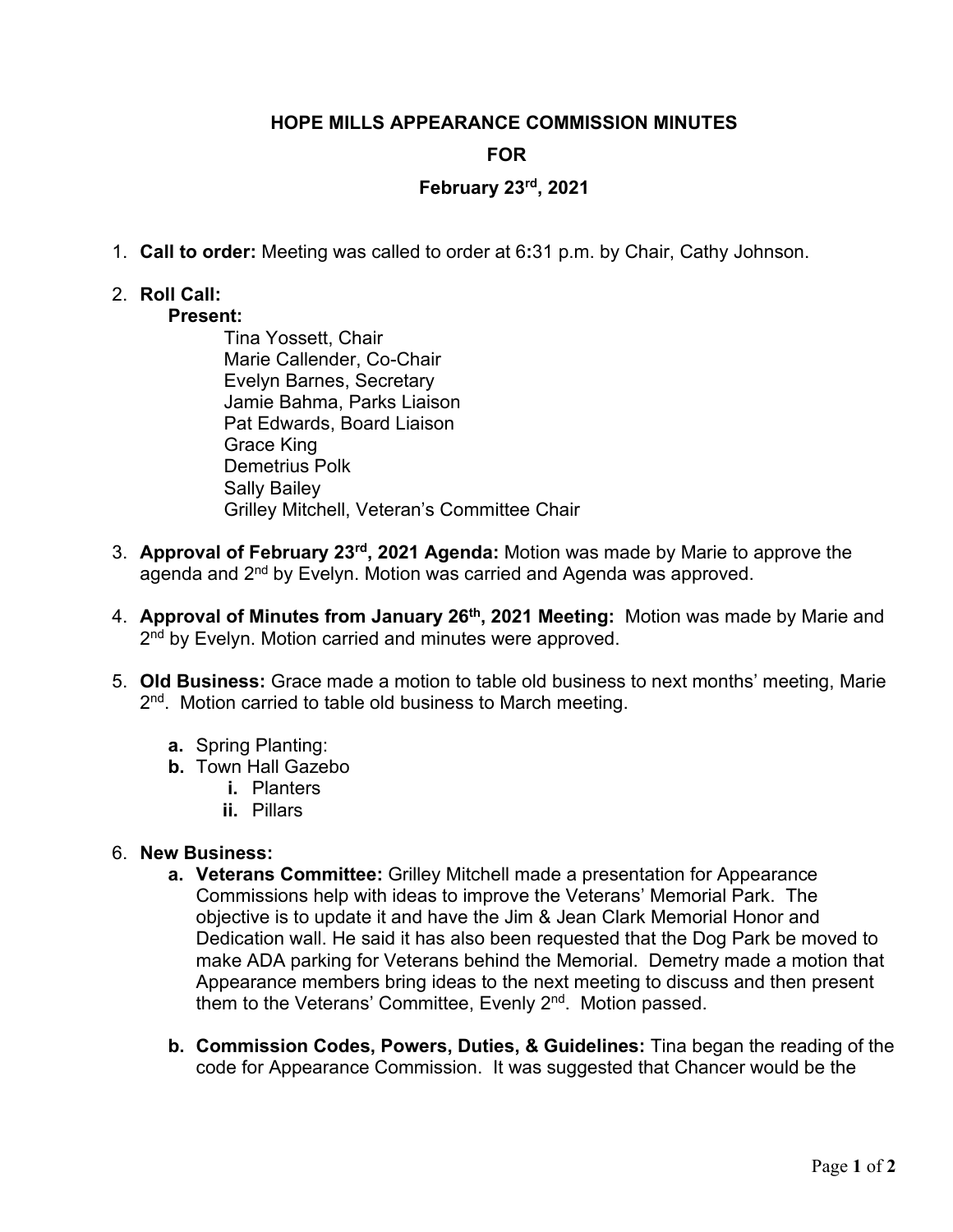**HOPE MILLS APPEARANCE COMMISSION MINUTES**

**FOR**

**February 23rd, 2021**

1. **Call to order:** Meeting was called to order at 6:31 p.m. by Chair, Cathy Johnson.

2. **Roll Call:**
   **Present:**
   Tina Yossett, Chair
   Marie Callender, Co-Chair
   Evelyn Barnes, Secretary
   Jamie Bahma, Parks Liaison
   Pat Edwards, Board Liaison
   Grace King
   Demetrius Polk
   Sally Bailey
   Grilley Mitchell, Veteran's Committee Chair

3. **Approval of February 23rd, 2021 Agenda:** Motion was made by Marie to approve the agenda and 2nd by Evelyn. Motion was carried and Agenda was approved.

4. **Approval of Minutes from January 26th, 2021 Meeting:** Motion was made by Marie and 2nd by Evelyn. Motion carried and minutes were approved.

5. **Old Business:** Grace made a motion to table old business to next months' meeting, Marie 2nd. Motion carried to table old business to March meeting.

   **a.** Spring Planting:
   **b.** Town Hall Gazebo
      **i.** Planters
      **ii.** Pillars

6. **New Business:**
   **a. Veterans Committee:** Grilley Mitchell made a presentation for Appearance Commissions help with ideas to improve the Veterans' Memorial Park. The objective is to update it and have the Jim & Jean Clark Memorial Honor and Dedication wall. He said it has also been requested that the Dog Park be moved to make ADA parking for Veterans behind the Memorial. Demetry made a motion that Appearance members bring ideas to the next meeting to discuss and then present them to the Veterans' Committee, Evenly 2nd. Motion passed.

   **b. Commission Codes, Powers, Duties, & Guidelines:** Tina began the reading of the code for Appearance Commission. It was suggested that Chancer would be the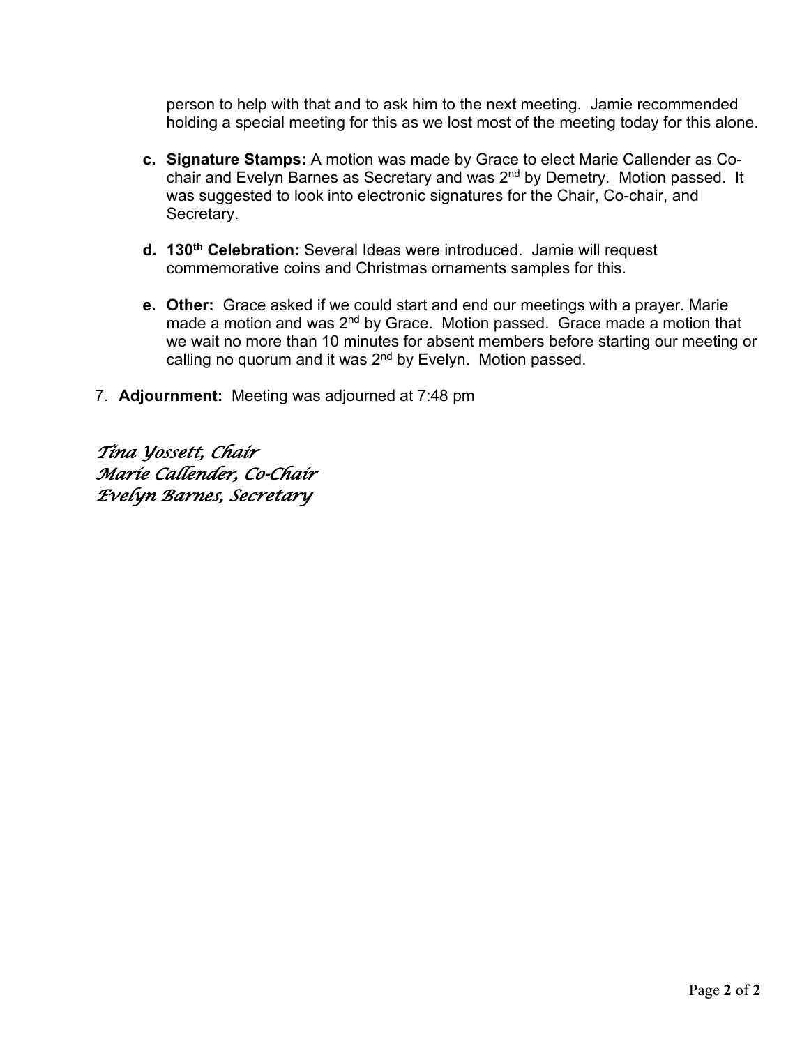person to help with that and to ask him to the next meeting. Jamie recommended holding a special meeting for this as we lost most of the meeting today for this alone.

- **c. Signature Stamps:** A motion was made by Grace to elect Marie Callender as Co-chair and Evelyn Barnes as Secretary and was 2nd by Demetry. Motion passed. It was suggested to look into electronic signatures for the Chair, Co-chair, and Secretary.

- **d. 130th Celebration:** Several Ideas were introduced. Jamie will request commemorative coins and Christmas ornaments samples for this.

- **e. Other:** Grace asked if we could start and end our meetings with a prayer. Marie made a motion and was 2nd by Grace. Motion passed. Grace made a motion that we wait no more than 10 minutes for absent members before starting our meeting or calling no quorum and it was 2nd by Evelyn. Motion passed.

7. **Adjournment:** Meeting was adjourned at 7:48 pm

*Tina Yossett, Chair*
*Marie Callender, Co-Chair*
*Evelyn Barnes, Secretary*